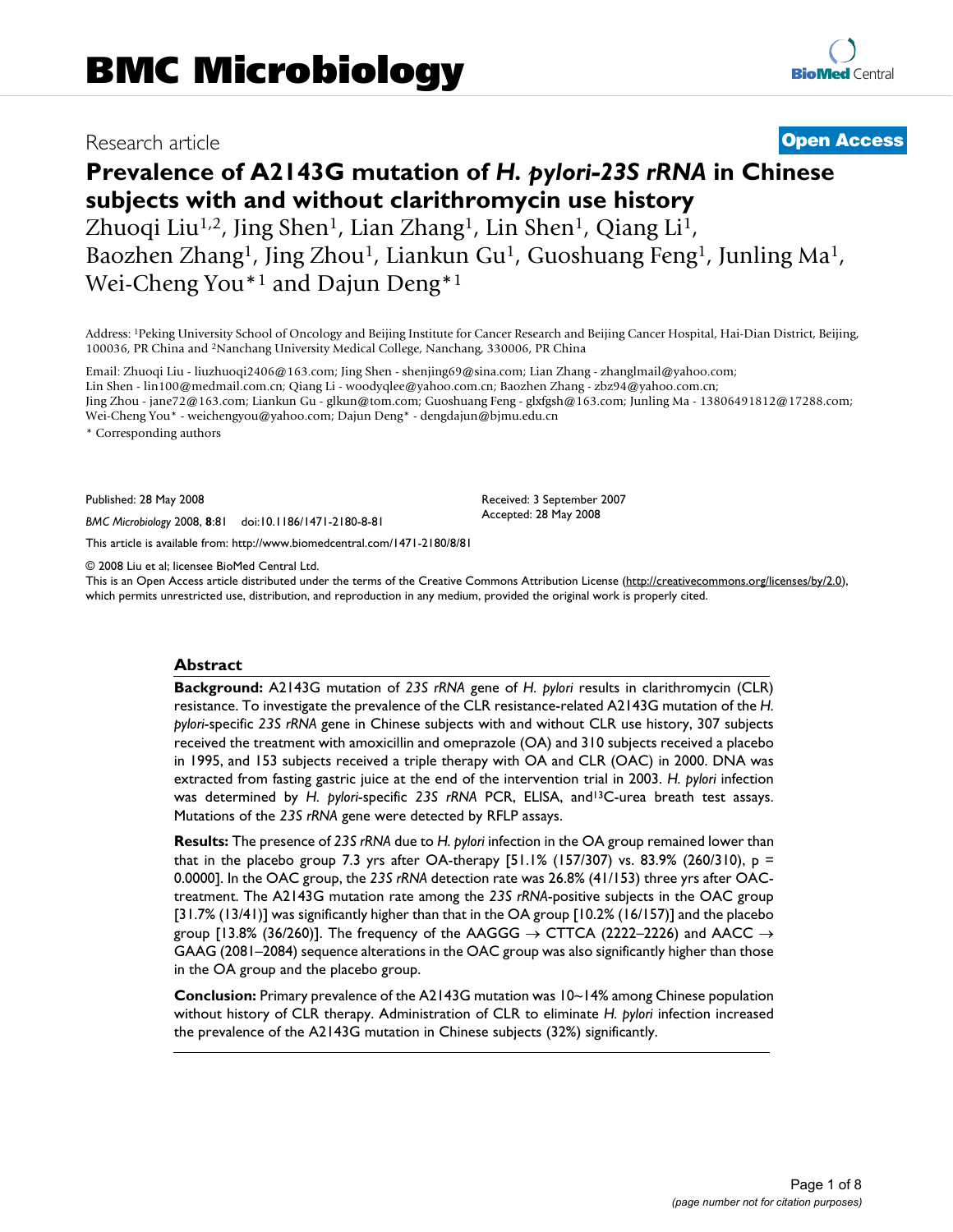BMC Microbiology

Research article

**Open Access**

# Prevalence of A2143G mutation of *H. pylori-23S rRNA* in Chinese subjects with and without clarithromycin use history

Zhuoqi Liu[1,2], Jing Shen[1], Lian Zhang[1], Lin Shen[1], Qiang Li[1], Baozhen Zhang[1], Jing Zhou[1], Liankun Gu[1], Guoshuang Feng[1], Junling Ma[1], Wei-Cheng You*[1] and Dajun Deng*[1]

Address: [1]Peking University School of Oncology and Beijing Institute for Cancer Research and Beijing Cancer Hospital, Hai-Dian District, Beijing, 100036, PR China and [2]Nanchang University Medical College, Nanchang, 330006, PR China

Email: Zhuoqi Liu - liuzhuoqi2406@163.com; Jing Shen - shenjing69@sina.com; Lian Zhang - zhanglmail@yahoo.com; Lin Shen - lin100@medmail.com.cn; Qiang Li - woodyqlee@yahoo.com.cn; Baozhen Zhang - zbz94@yahoo.com.cn; Jing Zhou - jane72@163.com; Liankun Gu - glkun@tom.com; Guoshuang Feng - glxfgsh@163.com; Junling Ma - 13806491812@17288.com; Wei-Cheng You* - weichengyou@yahoo.com; Dajun Deng* - dengdajun@bjmu.edu.cn

* Corresponding authors

Published: 28 May 2008

*BMC Microbiology* 2008, **8**:81 doi:10.1186/1471-2180-8-81

Received: 3 September 2007
Accepted: 28 May 2008

This article is available from: http://www.biomedcentral.com/1471-2180/8/81

© 2008 Liu et al; licensee BioMed Central Ltd.

This is an Open Access article distributed under the terms of the Creative Commons Attribution License (http://creativecommons.org/licenses/by/2.0), which permits unrestricted use, distribution, and reproduction in any medium, provided the original work is properly cited.

## Abstract

**Background:** A2143G mutation of *23S rRNA* gene of *H. pylori* results in clarithromycin (CLR) resistance. To investigate the prevalence of the CLR resistance-related A2143G mutation of the *H. pylori*-specific *23S rRNA* gene in Chinese subjects with and without CLR use history, 307 subjects received the treatment with amoxicillin and omeprazole (OA) and 310 subjects received a placebo in 1995, and 153 subjects received a triple therapy with OA and CLR (OAC) in 2000. DNA was extracted from fasting gastric juice at the end of the intervention trial in 2003. *H. pylori* infection was determined by *H. pylori*-specific *23S rRNA* PCR, ELISA, and $^{13}C$-urea breath test assays. Mutations of the *23S rRNA* gene were detected by RFLP assays.

**Results:** The presence of *23S rRNA* due to *H. pylori* infection in the OA group remained lower than that in the placebo group 7.3 yrs after OA-therapy [51.1% (157/307) vs. 83.9% (260/310), p = 0.0000]. In the OAC group, the *23S rRNA* detection rate was 26.8% (41/153) three yrs after OAC-treatment. The A2143G mutation rate among the *23S rRNA*-positive subjects in the OAC group [31.7% (13/41)] was significantly higher than that in the OA group [10.2% (16/157)] and the placebo group [13.8% (36/260)]. The frequency of the AAGGG → CTTCA (2222–2226) and AACC → GAAG (2081–2084) sequence alterations in the OAC group was also significantly higher than those in the OA group and the placebo group.

**Conclusion:** Primary prevalence of the A2143G mutation was 10~14% among Chinese population without history of CLR therapy. Administration of CLR to eliminate *H. pylori* infection increased the prevalence of the A2143G mutation in Chinese subjects (32%) significantly.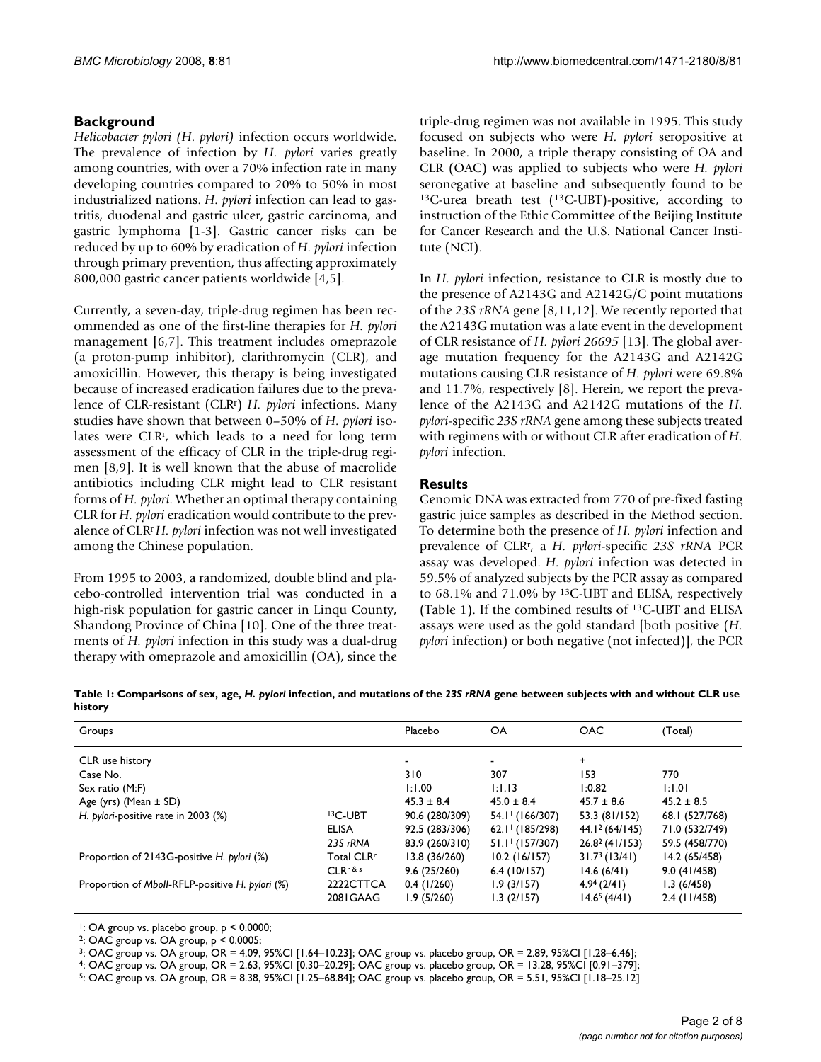## Background

*Helicobacter pylori (H. pylori)* infection occurs worldwide. The prevalence of infection by *H. pylori* varies greatly among countries, with over a 70% infection rate in many developing countries compared to 20% to 50% in most industrialized nations. *H. pylori* infection can lead to gastritis, duodenal and gastric ulcer, gastric carcinoma, and gastric lymphoma [1-3]. Gastric cancer risks can be reduced by up to 60% by eradication of *H. pylori* infection through primary prevention, thus affecting approximately 800,000 gastric cancer patients worldwide [4,5].

Currently, a seven-day, triple-drug regimen has been recommended as one of the first-line therapies for *H. pylori* management [6,7]. This treatment includes omeprazole (a proton-pump inhibitor), clarithromycin (CLR), and amoxicillin. However, this therapy is being investigated because of increased eradication failures due to the prevalence of CLR-resistant ($CLR^r$) *H. pylori* infections. Many studies have shown that between 0–50% of *H. pylori* isolates were $CLR^r$, which leads to a need for long term assessment of the efficacy of CLR in the triple-drug regimen [8,9]. It is well known that the abuse of macrolide antibiotics including CLR might lead to CLR resistant forms of *H. pylori*. Whether an optimal therapy containing CLR for *H. pylori* eradication would contribute to the prevalence of $CLR^r$ *H. pylori* infection was not well investigated among the Chinese population.

From 1995 to 2003, a randomized, double blind and placebo-controlled intervention trial was conducted in a high-risk population for gastric cancer in Linqu County, Shandong Province of China [10]. One of the three treatments of *H. pylori* infection in this study was a dual-drug therapy with omeprazole and amoxicillin (OA), since the triple-drug regimen was not available in 1995. This study focused on subjects who were *H. pylori* seropositive at baseline. In 2000, a triple therapy consisting of OA and CLR (OAC) was applied to subjects who were *H. pylori* seronegative at baseline and subsequently found to be $^{13}$C-urea breath test ($^{13}$C-UBT)-positive, according to instruction of the Ethic Committee of the Beijing Institute for Cancer Research and the U.S. National Cancer Institute (NCI).

In *H. pylori* infection, resistance to CLR is mostly due to the presence of A2143G and A2142G/C point mutations of the *23S rRNA* gene [8,11,12]. We recently reported that the A2143G mutation was a late event in the development of CLR resistance of *H. pylori 26695* [13]. The global average mutation frequency for the A2143G and A2142G mutations causing CLR resistance of *H. pylori* were 69.8% and 11.7%, respectively [8]. Herein, we report the prevalence of the A2143G and A2142G mutations of the *H. pylori*-specific *23S rRNA* gene among these subjects treated with regimens with or without CLR after eradication of *H. pylori* infection.

## Results

Genomic DNA was extracted from 770 of pre-fixed fasting gastric juice samples as described in the Method section. To determine both the presence of *H. pylori* infection and prevalence of $CLR^r$, a *H. pylori*-specific *23S rRNA* PCR assay was developed. *H. pylori* infection was detected in 59.5% of analyzed subjects by the PCR assay as compared to 68.1% and 71.0% by $^{13}$C-UBT and ELISA, respectively (Table 1). If the combined results of $^{13}$C-UBT and ELISA assays were used as the gold standard [both positive (*H. pylori* infection) or both negative (not infected)], the PCR

**Table 1: Comparisons of sex, age, *H. pylori* infection, and mutations of the *23S rRNA* gene between subjects with and without CLR use history**

| Groups | | Placebo | OA | OAC | (Total) |
|---|---|---|---|---|---|
| CLR use history | | - | - | + | |
| Case No. | | 310 | 307 | 153 | 770 |
| Sex ratio (M:F) | | 1:1.00 | 1:1.13 | 1:0.82 | 1:1.01 |
| Age (yrs) (Mean ± SD) | | 45.3 ± 8.4 | 45.0 ± 8.4 | 45.7 ± 8.6 | 45.2 ± 8.5 |
| *H. pylori*-positive rate in 2003 (%) | $^{13}$C-UBT | 90.6 (280/309) | 54.1[1] (166/307) | 53.3 (81/152) | 68.1 (527/768) |
| | ELISA | 92.5 (283/306) | 62.1[1] (185/298) | 44.1[2] (64/145) | 71.0 (532/749) |
| | *23S rRNA* | 83.9 (260/310) | 51.1[1] (157/307) | 26.8[2] (41/153) | 59.5 (458/770) |
| Proportion of 2143G-positive *H. pylori* (%) | Total $CLR^r$ | 13.8 (36/260) | 10.2 (16/157) | 31.7[3] (13/41) | 14.2 (65/458) |
| | $CLR^{r\,\&\,s}$ | 9.6 (25/260) | 6.4 (10/157) | 14.6 (6/41) | 9.0 (41/458) |
| Proportion of *MboII*-RFLP-positive *H. pylori* (%) | 2222CTTCA | 0.4 (1/260) | 1.9 (3/157) | 4.9[4] (2/41) | 1.3 (6/458) |
| | 2081GAAG | 1.9 (5/260) | 1.3 (2/157) | 14.6[5] (4/41) | 2.4 (11/458) |

[1]: OA group vs. placebo group, $p < 0.0000$;
[2]: OAC group vs. OA group, $p < 0.0005$;
[3]: OAC group vs. OA group, OR = 4.09, 95%CI [1.64–10.23]; OAC group vs. placebo group, OR = 2.89, 95%CI [1.28–6.46];
[4]: OAC group vs. OA group, OR = 2.63, 95%CI [0.30–20.29]; OAC group vs. placebo group, OR = 13.28, 95%CI [0.91–379];
[5]: OAC group vs. OA group, OR = 8.38, 95%CI [1.25–68.84]; OAC group vs. placebo group, OR = 5.51, 95%CI [1.18–25.12]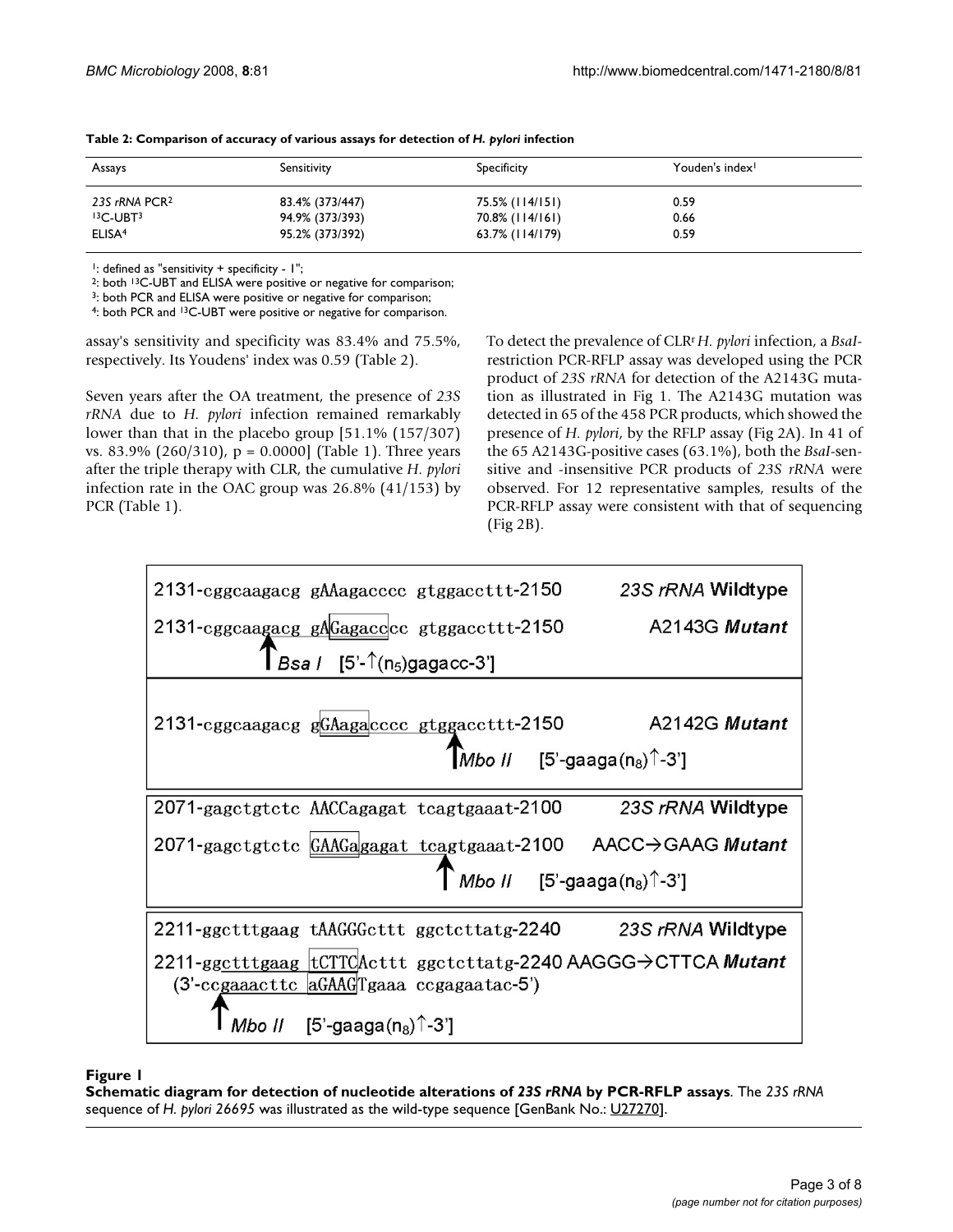**Table 2: Comparison of accuracy of various assays for detection of *H. pylori* infection**

| Assays | Sensitivity | Specificity | Youden's index[1] |
|---|---|---|---|
| *23S rRNA* PCR[2] | 83.4% (373/447) | 75.5% (114/151) | 0.59 |
| $^{13}$C-UBT[3] | 94.9% (373/393) | 70.8% (114/161) | 0.66 |
| ELISA[4] | 95.2% (373/392) | 63.7% (114/179) | 0.59 |

[1]: defined as "sensitivity + specificity - 1";
[2]: both $^{13}$C-UBT and ELISA were positive or negative for comparison;
[3]: both PCR and ELISA were positive or negative for comparison;
[4]: both PCR and $^{13}$C-UBT were positive or negative for comparison.

assay's sensitivity and specificity was 83.4% and 75.5%, respectively. Its Youdens' index was 0.59 (Table 2).

Seven years after the OA treatment, the presence of *23S rRNA* due to *H. pylori* infection remained remarkably lower than that in the placebo group [51.1% (157/307) vs. 83.9% (260/310), p = 0.0000] (Table 1). Three years after the triple therapy with CLR, the cumulative *H. pylori* infection rate in the OAC group was 26.8% (41/153) by PCR (Table 1).

To detect the prevalence of CLR[r] *H. pylori* infection, a *BsaI*-restriction PCR-RFLP assay was developed using the PCR product of *23S rRNA* for detection of the A2143G mutation as illustrated in Fig 1. The A2143G mutation was detected in 65 of the 458 PCR products, which showed the presence of *H. pylori*, by the RFLP assay (Fig 2A). In 41 of the 65 A2143G-positive cases (63.1%), both the *BsaI*-sensitive and -insensitive PCR products of *23S rRNA* were observed. For 12 representative samples, results of the PCR-RFLP assay were consistent with that of sequencing (Fig 2B).

```
2131-cggcaagacg gAAagacccc gtggaccttt-2150        23S rRNA Wildtype
2131-cggcaagacg gAGagacccc gtggaccttt-2150        A2143G Mutant
          Bsa I  [5'-↑(n5)gagacc-3']

2131-cggcaagacg gGAagacccc gtggaccttt-2150        A2142G Mutant
                          Mbo II  [5'-gaaga(n8)↑-3']

2071-gagctgtctc AACCagagat tcagtgaaat-2100        23S rRNA Wildtype
2071-gagctgtctc GAAGagagat tcagtgaaat-2100        AACC→GAAG Mutant
                          Mbo II  [5'-gaaga(n8)↑-3']

2211-ggctttgaag tAAGGGcttt ggctcttatg-2240        23S rRNA Wildtype
2211-ggctttgaag tCTTCActtt ggctcttatg-2240 AAGGG→CTTCA Mutant
 (3'-ccgaaacttc aGAAGTgaaa ccgagaatac-5')
   Mbo II  [5'-gaaga(n8)↑-3']
```

**Figure 1**
**Schematic diagram for detection of nucleotide alterations of *23S rRNA* by PCR-RFLP assays**. The *23S rRNA* sequence of *H. pylori 26695* was illustrated as the wild-type sequence [GenBank No.: U27270].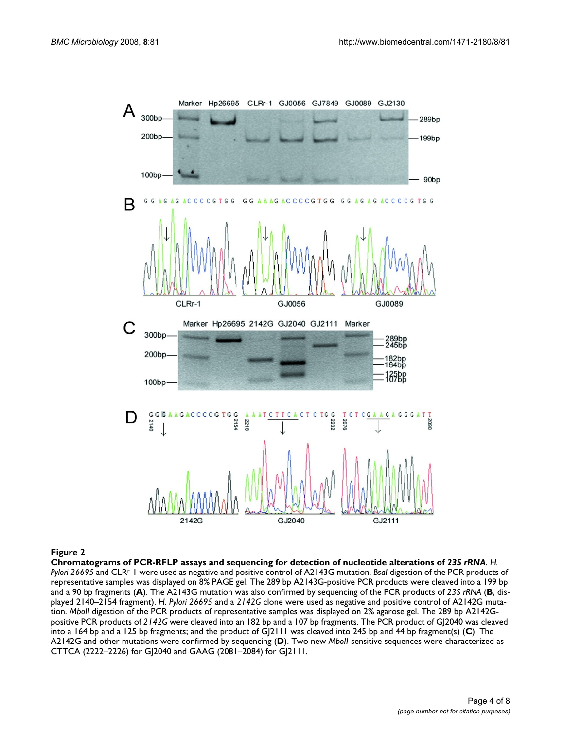**Figure 2**

**Chromatograms of PCR-RFLP assays and sequencing for detection of nucleotide alterations of *23S rRNA*.** *H. Pylori 26695* and CLR[r]-1 were used as negative and positive control of A2143G mutation. *BsaI* digestion of the PCR products of representative samples was displayed on 8% PAGE gel. The 289 bp A2143G-positive PCR products were cleaved into a 199 bp and a 90 bp fragments (**A**). The A2143G mutation was also confirmed by sequencing of the PCR products of *23S rRNA* (**B**, displayed 2140–2154 fragment). *H. Pylori 26695* and a *2142G* clone were used as negative and positive control of A2142G mutation. *MboII* digestion of the PCR products of representative samples was displayed on 2% agarose gel. The 289 bp A2142G-positive PCR products of *2142G* were cleaved into an 182 bp and a 107 bp fragments. The PCR product of GJ2040 was cleaved into a 164 bp and a 125 bp fragments; and the product of GJ2111 was cleaved into 245 bp and 44 bp fragment(s) (**C**). The A2142G and other mutations were confirmed by sequencing (**D**). Two new *MboII*-sensitive sequences were characterized as CTTCA (2222–2226) for GJ2040 and GAAG (2081–2084) for GJ2111.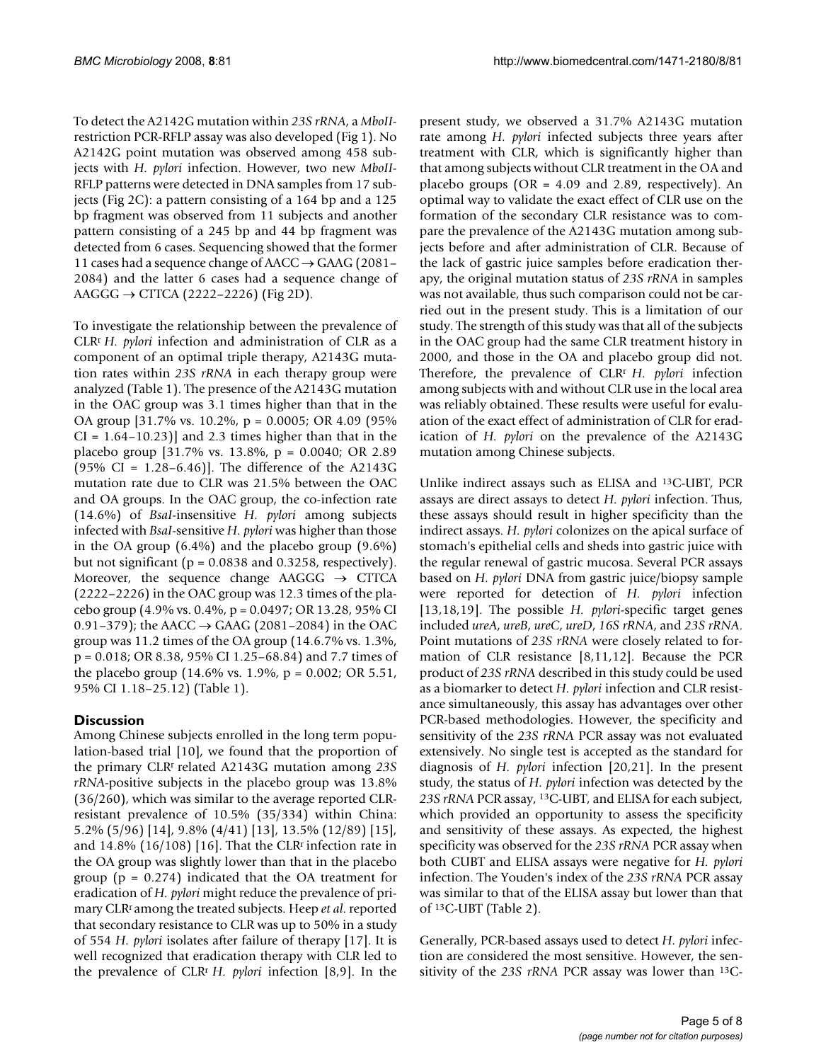To detect the A2142G mutation within *23S rRNA*, a *MboII*-restriction PCR-RFLP assay was also developed (Fig 1). No A2142G point mutation was observed among 458 subjects with *H. pylori* infection. However, two new *MboII*-RFLP patterns were detected in DNA samples from 17 subjects (Fig 2C): a pattern consisting of a 164 bp and a 125 bp fragment was observed from 11 subjects and another pattern consisting of a 245 bp and 44 bp fragment was detected from 6 cases. Sequencing showed that the former 11 cases had a sequence change of AACC → GAAG (2081–2084) and the latter 6 cases had a sequence change of AAGGG → CTTCA (2222–2226) (Fig 2D).

To investigate the relationship between the prevalence of CLR$^r$ *H. pylori* infection and administration of CLR as a component of an optimal triple therapy, A2143G mutation rates within *23S rRNA* in each therapy group were analyzed (Table 1). The presence of the A2143G mutation in the OAC group was 3.1 times higher than that in the OA group [31.7% vs. 10.2%, p = 0.0005; OR 4.09 (95% CI = 1.64–10.23)] and 2.3 times higher than that in the placebo group [31.7% vs. 13.8%, p = 0.0040; OR 2.89 (95% CI = 1.28–6.46)]. The difference of the A2143G mutation rate due to CLR was 21.5% between the OAC and OA groups. In the OAC group, the co-infection rate (14.6%) of *BsaI*-insensitive *H. pylori* among subjects infected with *BsaI*-sensitive *H. pylori* was higher than those in the OA group (6.4%) and the placebo group (9.6%) but not significant (p = 0.0838 and 0.3258, respectively). Moreover, the sequence change AAGGG → CTTCA (2222–2226) in the OAC group was 12.3 times of the placebo group (4.9% vs. 0.4%, p = 0.0497; OR 13.28, 95% CI 0.91–379); the AACC → GAAG (2081–2084) in the OAC group was 11.2 times of the OA group (14.6.7% vs. 1.3%, p = 0.018; OR 8.38, 95% CI 1.25–68.84) and 7.7 times of the placebo group (14.6% vs. 1.9%, p = 0.002; OR 5.51, 95% CI 1.18–25.12) (Table 1).

## Discussion

Among Chinese subjects enrolled in the long term population-based trial [10], we found that the proportion of the primary CLR$^r$ related A2143G mutation among *23S rRNA*-positive subjects in the placebo group was 13.8% (36/260), which was similar to the average reported CLR-resistant prevalence of 10.5% (35/334) within China: 5.2% (5/96) [14], 9.8% (4/41) [13], 13.5% (12/89) [15], and 14.8% (16/108) [16]. That the CLR$^r$ infection rate in the OA group was slightly lower than that in the placebo group (p = 0.274) indicated that the OA treatment for eradication of *H. pylori* might reduce the prevalence of primary CLR$^r$ among the treated subjects. Heep *et al*. reported that secondary resistance to CLR was up to 50% in a study of 554 *H. pylori* isolates after failure of therapy [17]. It is well recognized that eradication therapy with CLR led to the prevalence of CLR$^r$ *H. pylori* infection [8,9]. In the present study, we observed a 31.7% A2143G mutation rate among *H. pylori* infected subjects three years after treatment with CLR, which is significantly higher than that among subjects without CLR treatment in the OA and placebo groups (OR = 4.09 and 2.89, respectively). An optimal way to validate the exact effect of CLR use on the formation of the secondary CLR resistance was to compare the prevalence of the A2143G mutation among subjects before and after administration of CLR. Because of the lack of gastric juice samples before eradication therapy, the original mutation status of *23S rRNA* in samples was not available, thus such comparison could not be carried out in the present study. This is a limitation of our study. The strength of this study was that all of the subjects in the OAC group had the same CLR treatment history in 2000, and those in the OA and placebo group did not. Therefore, the prevalence of CLR$^r$ *H. pylori* infection among subjects with and without CLR use in the local area was reliably obtained. These results were useful for evaluation of the exact effect of administration of CLR for eradication of *H. pylori* on the prevalence of the A2143G mutation among Chinese subjects.

Unlike indirect assays such as ELISA and $^{13}$C-UBT, PCR assays are direct assays to detect *H. pylori* infection. Thus, these assays should result in higher specificity than the indirect assays. *H. pylori* colonizes on the apical surface of stomach's epithelial cells and sheds into gastric juice with the regular renewal of gastric mucosa. Several PCR assays based on *H. pylori* DNA from gastric juice/biopsy sample were reported for detection of *H. pylori* infection [13,18,19]. The possible *H. pylori*-specific target genes included *ureA*, *ureB*, *ureC*, *ureD*, *16S rRNA*, and *23S rRNA*. Point mutations of *23S rRNA* were closely related to formation of CLR resistance [8,11,12]. Because the PCR product of *23S rRNA* described in this study could be used as a biomarker to detect *H. pylori* infection and CLR resistance simultaneously, this assay has advantages over other PCR-based methodologies. However, the specificity and sensitivity of the *23S rRNA* PCR assay was not evaluated extensively. No single test is accepted as the standard for diagnosis of *H. pylori* infection [20,21]. In the present study, the status of *H. pylori* infection was detected by the *23S rRNA* PCR assay, $^{13}$C-UBT, and ELISA for each subject, which provided an opportunity to assess the specificity and sensitivity of these assays. As expected, the highest specificity was observed for the *23S rRNA* PCR assay when both CUBT and ELISA assays were negative for *H. pylori* infection. The Youden's index of the *23S rRNA* PCR assay was similar to that of the ELISA assay but lower than that of $^{13}$C-UBT (Table 2).

Generally, PCR-based assays used to detect *H. pylori* infection are considered the most sensitive. However, the sensitivity of the *23S rRNA* PCR assay was lower than $^{13}$C-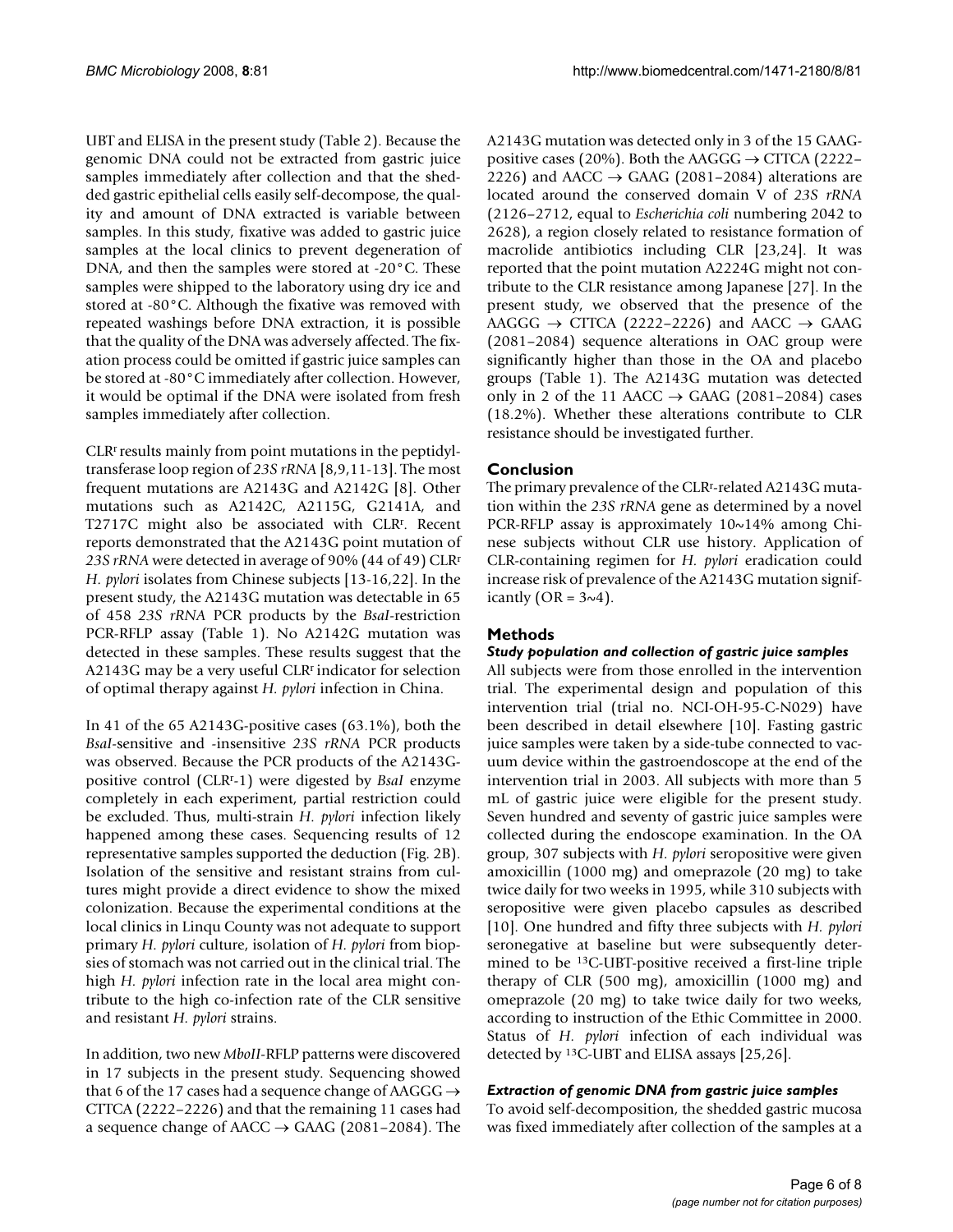UBT and ELISA in the present study (Table 2). Because the genomic DNA could not be extracted from gastric juice samples immediately after collection and that the shedded gastric epithelial cells easily self-decompose, the quality and amount of DNA extracted is variable between samples. In this study, fixative was added to gastric juice samples at the local clinics to prevent degeneration of DNA, and then the samples were stored at -20°C. These samples were shipped to the laboratory using dry ice and stored at -80°C. Although the fixative was removed with repeated washings before DNA extraction, it is possible that the quality of the DNA was adversely affected. The fixation process could be omitted if gastric juice samples can be stored at -80°C immediately after collection. However, it would be optimal if the DNA were isolated from fresh samples immediately after collection.

$CLR^r$ results mainly from point mutations in the peptidyltransferase loop region of *23S rRNA* [8,9,11-13]. The most frequent mutations are A2143G and A2142G [8]. Other mutations such as A2142C, A2115G, G2141A, and T2717C might also be associated with $CLR^r$. Recent reports demonstrated that the A2143G point mutation of *23S rRNA* were detected in average of 90% (44 of 49) $CLR^r$ *H. pylori* isolates from Chinese subjects [13-16,22]. In the present study, the A2143G mutation was detectable in 65 of 458 *23S rRNA* PCR products by the *BsaI*-restriction PCR-RFLP assay (Table 1). No A2142G mutation was detected in these samples. These results suggest that the A2143G may be a very useful $CLR^r$ indicator for selection of optimal therapy against *H. pylori* infection in China.

In 41 of the 65 A2143G-positive cases (63.1%), both the *BsaI*-sensitive and -insensitive *23S rRNA* PCR products was observed. Because the PCR products of the A2143G-positive control ($CLR^r$-1) were digested by *BsaI* enzyme completely in each experiment, partial restriction could be excluded. Thus, multi-strain *H. pylori* infection likely happened among these cases. Sequencing results of 12 representative samples supported the deduction (Fig. 2B). Isolation of the sensitive and resistant strains from cultures might provide a direct evidence to show the mixed colonization. Because the experimental conditions at the local clinics in Linqu County was not adequate to support primary *H. pylori* culture, isolation of *H. pylori* from biopsies of stomach was not carried out in the clinical trial. The high *H. pylori* infection rate in the local area might contribute to the high co-infection rate of the CLR sensitive and resistant *H. pylori* strains.

In addition, two new *MboII*-RFLP patterns were discovered in 17 subjects in the present study. Sequencing showed that 6 of the 17 cases had a sequence change of AAGGG → CTTCA (2222–2226) and that the remaining 11 cases had a sequence change of AACC → GAAG (2081–2084). The A2143G mutation was detected only in 3 of the 15 GAAG-positive cases (20%). Both the AAGGG → CTTCA (2222–2226) and AACC → GAAG (2081–2084) alterations are located around the conserved domain V of *23S rRNA* (2126–2712, equal to *Escherichia coli* numbering 2042 to 2628), a region closely related to resistance formation of macrolide antibiotics including CLR [23,24]. It was reported that the point mutation A2224G might not contribute to the CLR resistance among Japanese [27]. In the present study, we observed that the presence of the AAGGG → CTTCA (2222–2226) and AACC → GAAG (2081–2084) sequence alterations in OAC group were significantly higher than those in the OA and placebo groups (Table 1). The A2143G mutation was detected only in 2 of the 11 AACC → GAAG (2081–2084) cases (18.2%). Whether these alterations contribute to CLR resistance should be investigated further.

## Conclusion

The primary prevalence of the $CLR^r$-related A2143G mutation within the *23S rRNA* gene as determined by a novel PCR-RFLP assay is approximately 10~14% among Chinese subjects without CLR use history. Application of CLR-containing regimen for *H. pylori* eradication could increase risk of prevalence of the A2143G mutation significantly (OR = 3~4).

## Methods

### *Study population and collection of gastric juice samples*

All subjects were from those enrolled in the intervention trial. The experimental design and population of this intervention trial (trial no. NCI-OH-95-C-N029) have been described in detail elsewhere [10]. Fasting gastric juice samples were taken by a side-tube connected to vacuum device within the gastroendoscope at the end of the intervention trial in 2003. All subjects with more than 5 mL of gastric juice were eligible for the present study. Seven hundred and seventy of gastric juice samples were collected during the endoscope examination. In the OA group, 307 subjects with *H. pylori* seropositive were given amoxicillin (1000 mg) and omeprazole (20 mg) to take twice daily for two weeks in 1995, while 310 subjects with seropositive were given placebo capsules as described [10]. One hundred and fifty three subjects with *H. pylori* seronegative at baseline but were subsequently determined to be $^{13}C$-UBT-positive received a first-line triple therapy of CLR (500 mg), amoxicillin (1000 mg) and omeprazole (20 mg) to take twice daily for two weeks, according to instruction of the Ethic Committee in 2000. Status of *H. pylori* infection of each individual was detected by $^{13}C$-UBT and ELISA assays [25,26].

### *Extraction of genomic DNA from gastric juice samples*

To avoid self-decomposition, the shedded gastric mucosa was fixed immediately after collection of the samples at a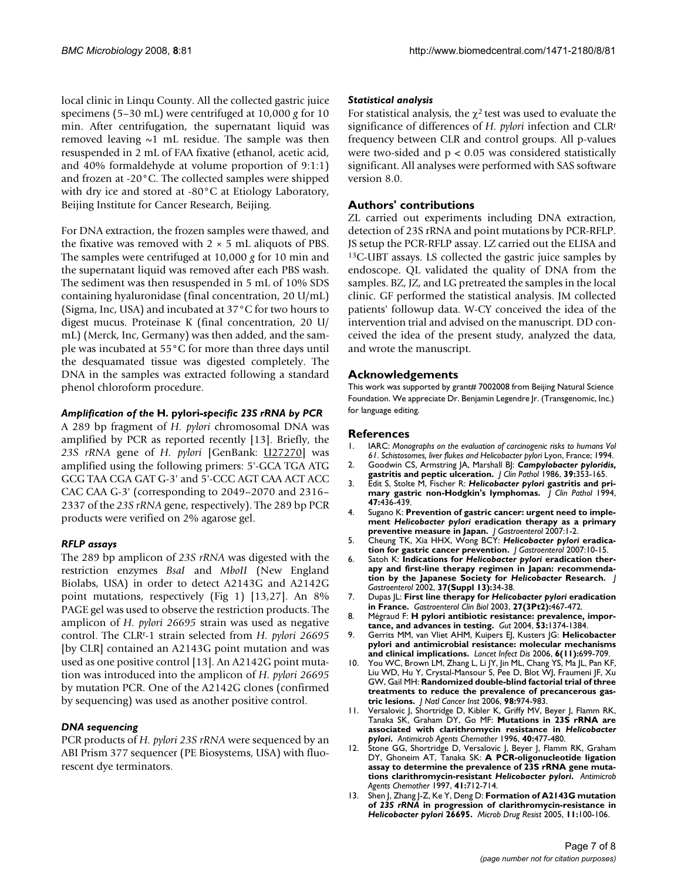local clinic in Linqu County. All the collected gastric juice specimens (5–30 mL) were centrifuged at 10,000 *g* for 10 min. After centrifugation, the supernatant liquid was removed leaving ~1 mL residue. The sample was then resuspended in 2 mL of FAA fixative (ethanol, acetic acid, and 40% formaldehyde at volume proportion of 9:1:1) and frozen at -20°C. The collected samples were shipped with dry ice and stored at -80°C at Etiology Laboratory, Beijing Institute for Cancer Research, Beijing.

For DNA extraction, the frozen samples were thawed, and the fixative was removed with 2 × 5 mL aliquots of PBS. The samples were centrifuged at 10,000 *g* for 10 min and the supernatant liquid was removed after each PBS wash. The sediment was then resuspended in 5 mL of 10% SDS containing hyaluronidase (final concentration, 20 U/mL) (Sigma, Inc, USA) and incubated at 37°C for two hours to digest mucus. Proteinase K (final concentration, 20 U/mL) (Merck, Inc, Germany) was then added, and the sample was incubated at 55°C for more than three days until the desquamated tissue was digested completely. The DNA in the samples was extracted following a standard phenol chloroform procedure.

### *Amplification of the H. pylori-specific 23S rRNA by PCR*

A 289 bp fragment of *H. pylori* chromosomal DNA was amplified by PCR as reported recently [13]. Briefly, the *23S rRNA* gene of *H. pylori* [GenBank: U27270] was amplified using the following primers: 5'-GCA TGA ATG GCG TAA CGA GAT G-3' and 5'-CCC AGT CAA ACT ACC CAC CAA G-3' (corresponding to 2049–2070 and 2316–2337 of the *23S rRNA* gene, respectively). The 289 bp PCR products were verified on 2% agarose gel.

### *RFLP assays*

The 289 bp amplicon of *23S rRNA* was digested with the restriction enzymes *BsaI* and *MboII* (New England Biolabs, USA) in order to detect A2143G and A2142G point mutations, respectively (Fig 1) [13,27]. An 8% PAGE gel was used to observe the restriction products. The amplicon of *H. pylori 26695* strain was used as negative control. The CLR$^r$-1 strain selected from *H. pylori 26695* [by CLR] contained an A2143G point mutation and was used as one positive control [13]. An A2142G point mutation was introduced into the amplicon of *H. pylori 26695* by mutation PCR. One of the A2142G clones (confirmed by sequencing) was used as another positive control.

### *DNA sequencing*

PCR products of *H. pylori 23S rRNA* were sequenced by an ABI Prism 377 sequencer (PE Biosystems, USA) with fluorescent dye terminators.

### *Statistical analysis*

For statistical analysis, the $\chi^2$ test was used to evaluate the significance of differences of *H. pylori* infection and CLR$^r$ frequency between CLR and control groups. All p-values were two-sided and $p < 0.05$ was considered statistically significant. All analyses were performed with SAS software version 8.0.

## Authors' contributions

ZL carried out experiments including DNA extraction, detection of 23S rRNA and point mutations by PCR-RFLP. JS setup the PCR-RFLP assay. LZ carried out the ELISA and $^{13}$C-UBT assays. LS collected the gastric juice samples by endoscope. QL validated the quality of DNA from the samples. BZ, JZ, and LG pretreated the samples in the local clinic. GF performed the statistical analysis. JM collected patients' followup data. W-CY conceived the idea of the intervention trial and advised on the manuscript. DD conceived the idea of the present study, analyzed the data, and wrote the manuscript.

## Acknowledgements

This work was supported by grant# 7002008 from Beijing Natural Science Foundation. We appreciate Dr. Benjamin Legendre Jr. (Transgenomic, Inc.) for language editing.

## References

1. IARC: *Monographs on the evaluation of carcinogenic risks to humans Vol 61. Schistosomes, liver flukes and Helicobacter pylori* Lyon, France; 1994.
2. Goodwin CS, Armstring JA, Marshall BJ: ***Campylobacter pyloridis*, gastritis and peptic ulceration.** *J Clin Pathol* 1986, **39:**353-165.
3. Edit S, Stolte M, Fischer R: ***Helicobacter pylori* gastritis and primary gastric non-Hodgkin's lymphomas.** *J Clin Pathol* 1994, **47:**436-439.
4. Sugano K: **Prevention of gastric cancer: urgent need to implement *Helicobacter pylori* eradication therapy as a primary preventive measure in Japan.** *J Gastroenterol* 2007:1-2.
5. Cheung TK, Xia HHX, Wong BCY: ***Helicobacter pylori* eradication for gastric cancer prevention.** *J Gastroenterol* 2007:10-15.
6. Satoh K: **Indications for *Helicobacter pylori* eradication therapy and first-line therapy regimen in Japan: recommendation by the Japanese Society for *Helicobacter* Research.** *J Gastroenterol* 2002, **37(Suppl 13):**34-38.
7. Dupas JL: **First line therapy for *Helicobacter pylori* eradication in France.** *Gastroenterol Clin Biol* 2003, **27(3Pt2):**467-472.
8. Mégraud F: **H pylori antibiotic resistance: prevalence, importance, and advances in testing.** *Gut* 2004, **53:**1374-1384.
9. Gerrits MM, van Vliet AHM, Kuipers EJ, Kusters JG: **Helicobacter pylori and antimicrobial resistance: molecular mechanisms and clinical implications.** *Lancet Infect Dis* 2006, **6(11):**699-709.
10. You WC, Brown LM, Zhang L, Li JY, Jin ML, Chang YS, Ma JL, Pan KF, Liu WD, Hu Y, Crystal-Mansour S, Pee D, Blot WJ, Fraumeni JF, Xu GW, Gail MH: **Randomized double-blind factorial trial of three treatments to reduce the prevalence of precancerous gastric lesions.** *J Natl Cancer Inst* 2006, **98:**974-983.
11. Versalovic J, Shortridge D, Kibler K, Griffy MV, Beyer J, Flamm RK, Tanaka SK, Graham DY, Go MF: **Mutations in 23S rRNA are associated with clarithromycin resistance in *Helicobacter pylori*.** *Antimicrob Agents Chemother* 1996, **40:**477-480.
12. Stone GG, Shortridge D, Versalovic J, Beyer J, Flamm RK, Graham DY, Ghoneim AT, Tanaka SK: **A PCR-oligonucleotide ligation assay to determine the prevalence of 23S rRNA gene mutations clarithromycin-resistant *Helicobacter pylori*.** *Antimicrob Agents Chemother* 1997, **41:**712-714.
13. Shen J, Zhang J-Z, Ke Y, Deng D: **Formation of A2143G mutation of *23S rRNA* in progression of clarithromycin-resistance in *Helicobacter pylori* 26695.** *Microb Drug Resist* 2005, **11:**100-106.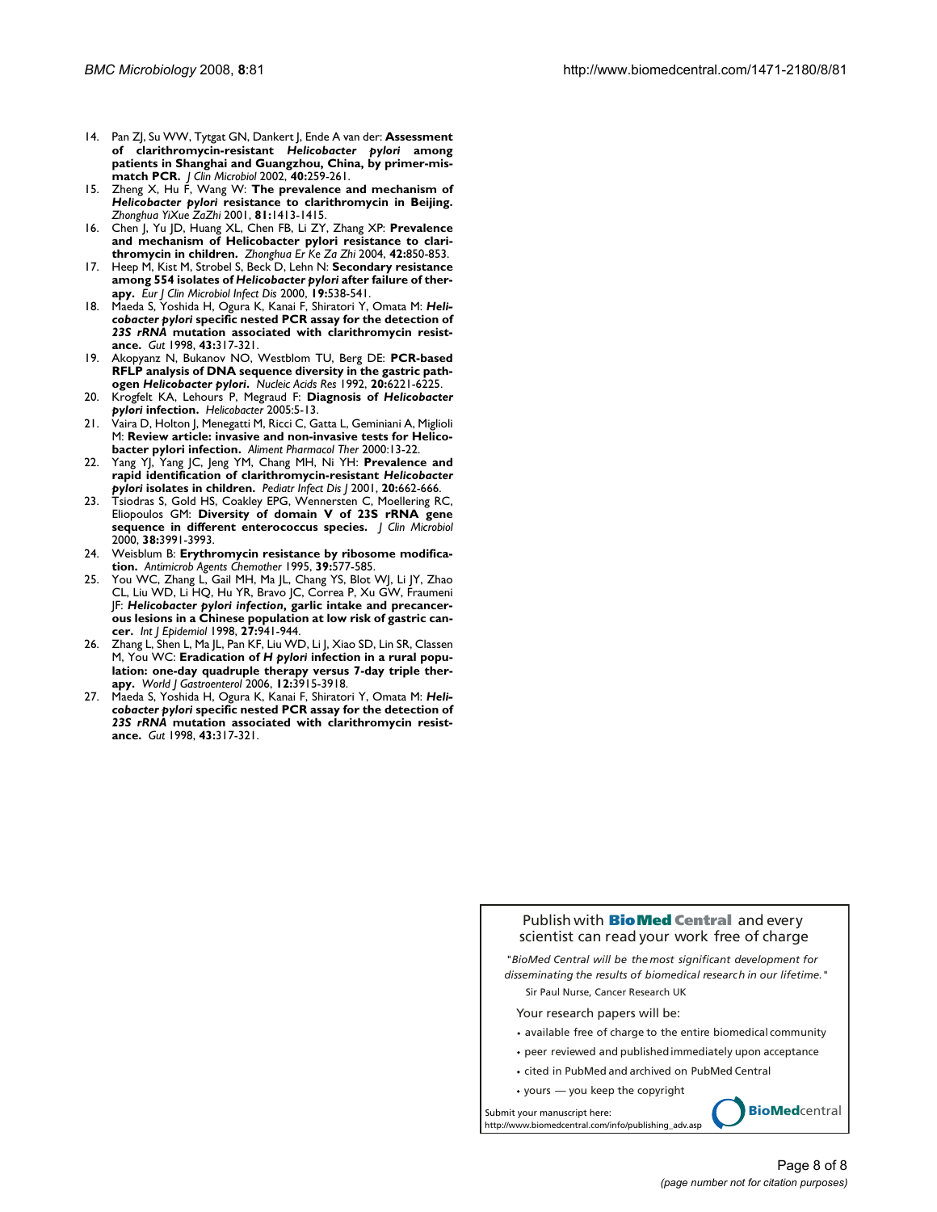14. Pan ZJ, Su WW, Tytgat GN, Dankert J, Ende A van der: **Assessment of clarithromycin-resistant *Helicobacter pylori* among patients in Shanghai and Guangzhou, China, by primer-mismatch PCR.** *J Clin Microbiol* 2002, **40:**259-261.
15. Zheng X, Hu F, Wang W: **The prevalence and mechanism of *Helicobacter pylori* resistance to clarithromycin in Beijing.** *Zhonghua YiXue ZaZhi* 2001, **81:**1413-1415.
16. Chen J, Yu JD, Huang XL, Chen FB, Li ZY, Zhang XP: **Prevalence and mechanism of Helicobacter pylori resistance to clarithromycin in children.** *Zhonghua Er Ke Za Zhi* 2004, **42:**850-853.
17. Heep M, Kist M, Strobel S, Beck D, Lehn N: **Secondary resistance among 554 isolates of *Helicobacter pylori* after failure of therapy.** *Eur J Clin Microbiol Infect Dis* 2000, **19:**538-541.
18. Maeda S, Yoshida H, Ogura K, Kanai F, Shiratori Y, Omata M: ***Helicobacter pylori* specific nested PCR assay for the detection of *23S rRNA* mutation associated with clarithromycin resistance.** *Gut* 1998, **43:**317-321.
19. Akopyanz N, Bukanov NO, Westblom TU, Berg DE: **PCR-based RFLP analysis of DNA sequence diversity in the gastric pathogen *Helicobacter pylori*.** *Nucleic Acids Res* 1992, **20:**6221-6225.
20. Krogfelt KA, Lehours P, Megraud F: **Diagnosis of *Helicobacter pylori* infection.** *Helicobacter* 2005:5-13.
21. Vaira D, Holton J, Menegatti M, Ricci C, Gatta L, Geminiani A, Miglioli M: **Review article: invasive and non-invasive tests for Helicobacter pylori infection.** *Aliment Pharmacol Ther* 2000:13-22.
22. Yang YJ, Yang JC, Jeng YM, Chang MH, Ni YH: **Prevalence and rapid identification of clarithromycin-resistant *Helicobacter pylori* isolates in children.** *Pediatr Infect Dis J* 2001, **20:**662-666.
23. Tsiodras S, Gold HS, Coakley EPG, Wennersten C, Moellering RC, Eliopoulos GM: **Diversity of domain V of 23S rRNA gene sequence in different enterococcus species.** *J Clin Microbiol* 2000, **38:**3991-3993.
24. Weisblum B: **Erythromycin resistance by ribosome modification.** *Antimicrob Agents Chemother* 1995, **39:**577-585.
25. You WC, Zhang L, Gail MH, Ma JL, Chang YS, Blot WJ, Li JY, Zhao CL, Liu WD, Li HQ, Hu YR, Bravo JC, Correa P, Xu GW, Fraumeni JF: ***Helicobacter pylori infection*, garlic intake and precancerous lesions in a Chinese population at low risk of gastric cancer.** *Int J Epidemiol* 1998, **27:**941-944.
26. Zhang L, Shen L, Ma JL, Pan KF, Liu WD, Li J, Xiao SD, Lin SR, Classen M, You WC: **Eradication of *H pylori* infection in a rural population: one-day quadruple therapy versus 7-day triple therapy.** *World J Gastroenterol* 2006, **12:**3915-3918.
27. Maeda S, Yoshida H, Ogura K, Kanai F, Shiratori Y, Omata M: ***Helicobacter pylori* specific nested PCR assay for the detection of *23S rRNA* mutation associated with clarithromycin resistance.** *Gut* 1998, **43:**317-321.

Publish with **BioMed Central** and every scientist can read your work free of charge

*"BioMed Central will be the most significant development for disseminating the results of biomedical research in our lifetime."*

Sir Paul Nurse, Cancer Research UK

Your research papers will be:

- available free of charge to the entire biomedical community
- peer reviewed and published immediately upon acceptance
- cited in PubMed and archived on PubMed Central
- yours — you keep the copyright

Submit your manuscript here:
http://www.biomedcentral.com/info/publishing_adv.asp

**BioMed**central